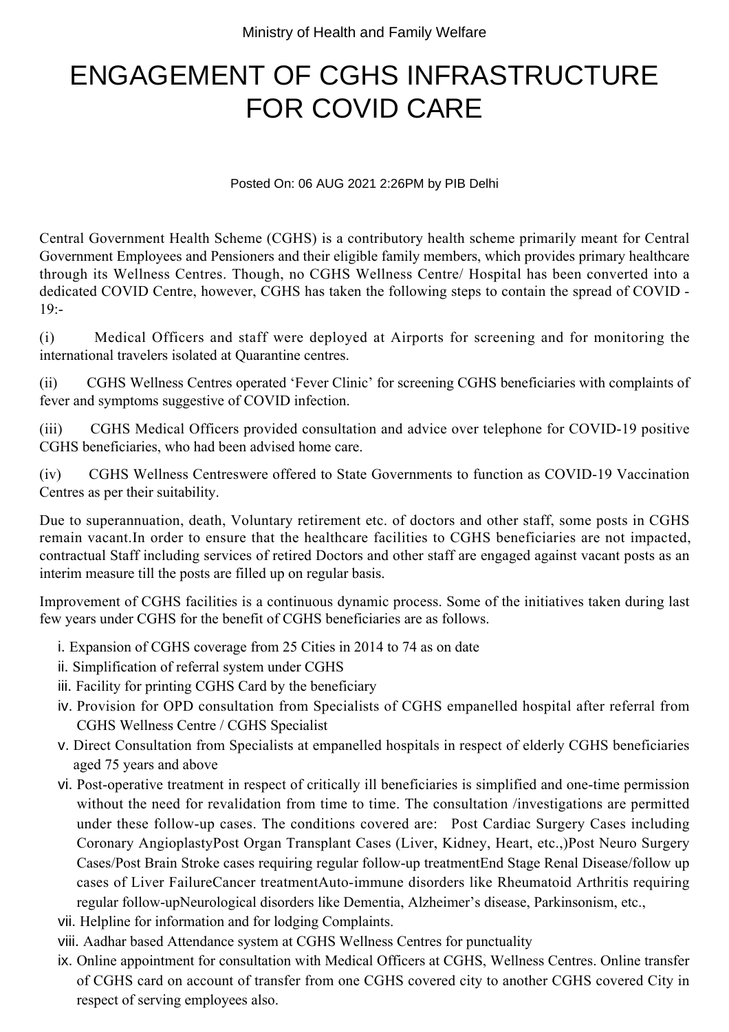Ministry of Health and Family Welfare

# ENGAGEMENT OF CGHS INFRASTRUCTURE FOR COVID CARE

Posted On: 06 AUG 2021 2:26PM by PIB Delhi

Central Government Health Scheme (CGHS) is a contributory health scheme primarily meant for Central Government Employees and Pensioners and their eligible family members, which provides primary healthcare through its Wellness Centres. Though, no CGHS Wellness Centre/ Hospital has been converted into a dedicated COVID Centre, however, CGHS has taken the following steps to contain the spread of COVID -19:-

(i) Medical Officers and staff were deployed at Airports for screening and for monitoring the international travelers isolated at Quarantine centres.

(ii) CGHS Wellness Centres operated 'Fever Clinic' for screening CGHS beneficiaries with complaints of fever and symptoms suggestive of COVID infection.

(iii) CGHS Medical Officers provided consultation and advice over telephone for COVID-19 positive CGHS beneficiaries, who had been advised home care.

(iv) CGHS Wellness Centreswere offered to State Governments to function as COVID-19 Vaccination Centres as per their suitability.

Due to superannuation, death, Voluntary retirement etc. of doctors and other staff, some posts in CGHS remain vacant.In order to ensure that the healthcare facilities to CGHS beneficiaries are not impacted, contractual Staff including services of retired Doctors and other staff are engaged against vacant posts as an interim measure till the posts are filled up on regular basis.

Improvement of CGHS facilities is a continuous dynamic process. Some of the initiatives taken during last few years under CGHS for the benefit of CGHS beneficiaries are as follows.

i. Expansion of CGHS coverage from 25 Cities in 2014 to 74 as on date
ii. Simplification of referral system under CGHS
iii. Facility for printing CGHS Card by the beneficiary
iv. Provision for OPD consultation from Specialists of CGHS empanelled hospital after referral from CGHS Wellness Centre / CGHS Specialist
v. Direct Consultation from Specialists at empanelled hospitals in respect of elderly CGHS beneficiaries aged 75 years and above
vi. Post-operative treatment in respect of critically ill beneficiaries is simplified and one-time permission without the need for revalidation from time to time. The consultation /investigations are permitted under these follow-up cases. The conditions covered are: Post Cardiac Surgery Cases including Coronary AngioplastyPost Organ Transplant Cases (Liver, Kidney, Heart, etc.,)Post Neuro Surgery Cases/Post Brain Stroke cases requiring regular follow-up treatmentEnd Stage Renal Disease/follow up cases of Liver FailureCancer treatmentAuto-immune disorders like Rheumatoid Arthritis requiring regular follow-upNeurological disorders like Dementia, Alzheimer's disease, Parkinsonism, etc.,
vii. Helpline for information and for lodging Complaints.
viii. Aadhar based Attendance system at CGHS Wellness Centres for punctuality
ix. Online appointment for consultation with Medical Officers at CGHS, Wellness Centres. Online transfer of CGHS card on account of transfer from one CGHS covered city to another CGHS covered City in respect of serving employees also.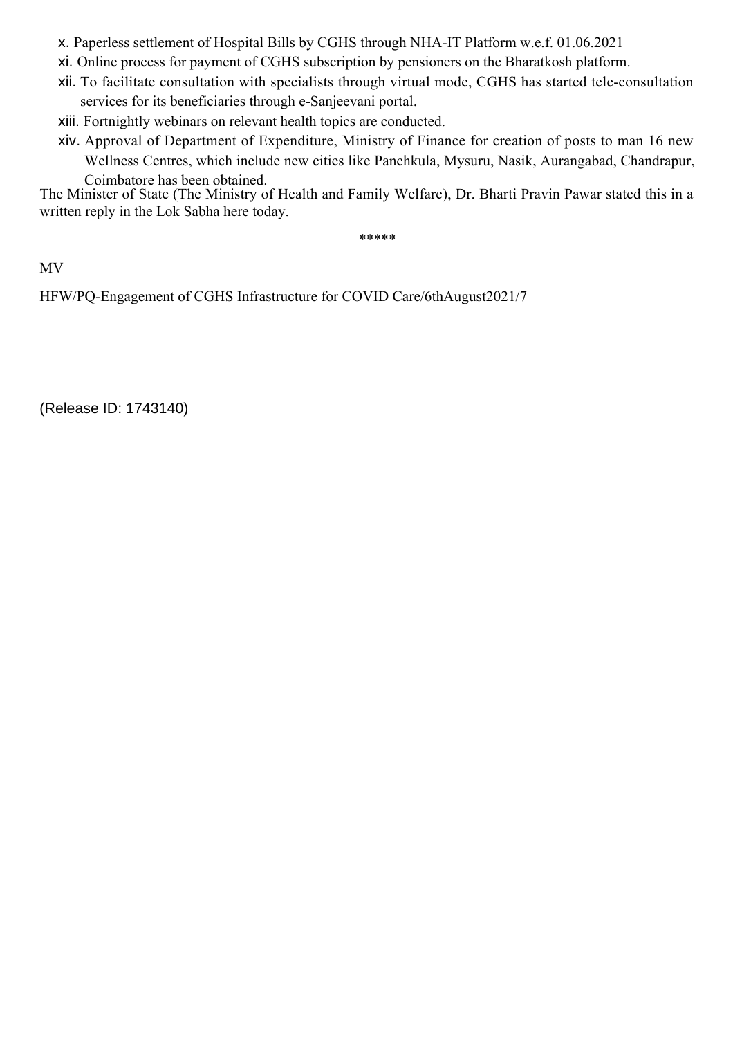x. Paperless settlement of Hospital Bills by CGHS through NHA-IT Platform w.e.f. 01.06.2021

xi. Online process for payment of CGHS subscription by pensioners on the Bharatkosh platform.

xii. To facilitate consultation with specialists through virtual mode, CGHS has started tele-consultation services for its beneficiaries through e-Sanjeevani portal.

xiii. Fortnightly webinars on relevant health topics are conducted.

xiv. Approval of Department of Expenditure, Ministry of Finance for creation of posts to man 16 new Wellness Centres, which include new cities like Panchkula, Mysuru, Nasik, Aurangabad, Chandrapur, Coimbatore has been obtained.

The Minister of State (The Ministry of Health and Family Welfare), Dr. Bharti Pravin Pawar stated this in a written reply in the Lok Sabha here today.

*****

MV

HFW/PQ-Engagement of CGHS Infrastructure for COVID Care/6thAugust2021/7

(Release ID: 1743140)